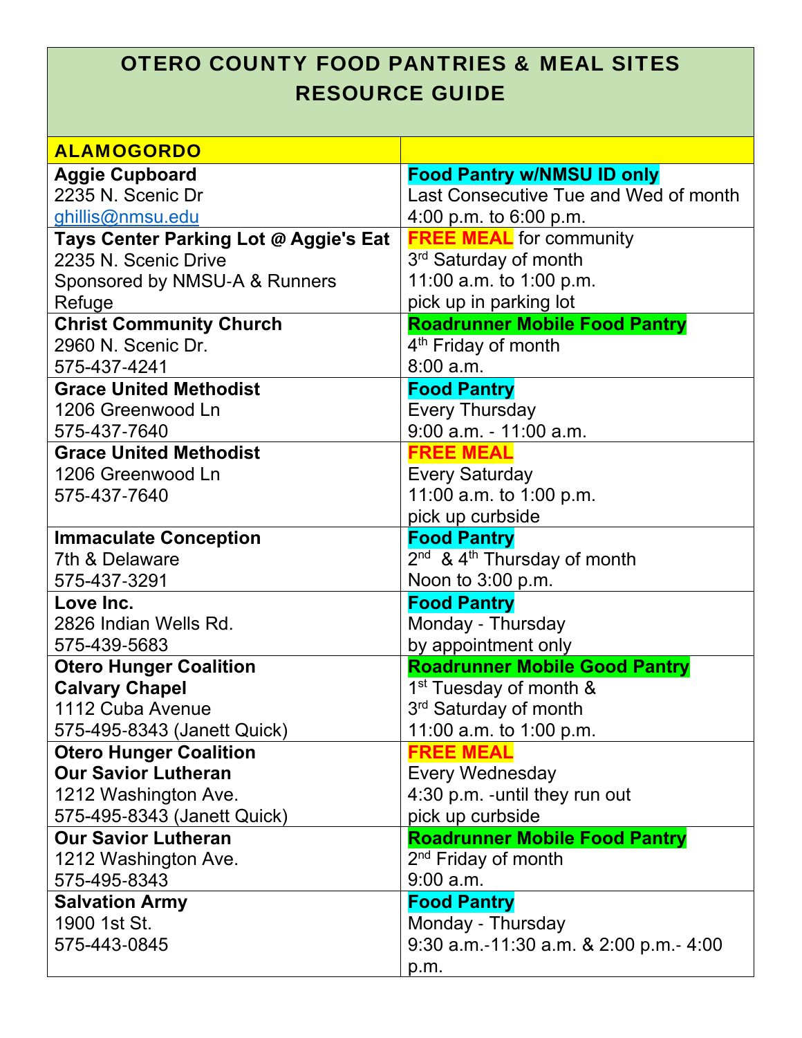# OTERO COUNTY FOOD PANTRIES & MEAL SITES RESOURCE GUIDE

| ALAMOGORDO | |
|---|---|
| **Aggie Cupboard**<br>2235 N. Scenic Dr<br>ghillis@nmsu.edu | **Food Pantry w/NMSU ID only**<br>Last Consecutive Tue and Wed of month<br>4:00 p.m. to 6:00 p.m. |
| **Tays Center Parking Lot @ Aggie's Eat**<br>2235 N. Scenic Drive<br>Sponsored by NMSU-A & Runners Refuge | **FREE MEAL** for community<br>3rd Saturday of month<br>11:00 a.m. to 1:00 p.m.<br>pick up in parking lot |
| **Christ Community Church**<br>2960 N. Scenic Dr.<br>575-437-4241 | **Roadrunner Mobile Food Pantry**<br>4th Friday of month<br>8:00 a.m. |
| **Grace United Methodist**<br>1206 Greenwood Ln<br>575-437-7640 | **Food Pantry**<br>Every Thursday<br>9:00 a.m. - 11:00 a.m. |
| **Grace United Methodist**<br>1206 Greenwood Ln<br>575-437-7640 | **FREE MEAL**<br>Every Saturday<br>11:00 a.m. to 1:00 p.m.<br>pick up curbside |
| **Immaculate Conception**<br>7th & Delaware<br>575-437-3291 | **Food Pantry**<br>2nd & 4th Thursday of month<br>Noon to 3:00 p.m. |
| **Love Inc.**<br>2826 Indian Wells Rd.<br>575-439-5683 | **Food Pantry**<br>Monday - Thursday<br>by appointment only |
| **Otero Hunger Coalition**<br>**Calvary Chapel**<br>1112 Cuba Avenue<br>575-495-8343 (Janett Quick) | **Roadrunner Mobile Good Pantry**<br>1st Tuesday of month &<br>3rd Saturday of month<br>11:00 a.m. to 1:00 p.m. |
| **Otero Hunger Coalition**<br>**Our Savior Lutheran**<br>1212 Washington Ave.<br>575-495-8343 (Janett Quick) | **FREE MEAL**<br>Every Wednesday<br>4:30 p.m. -until they run out<br>pick up curbside |
| **Our Savior Lutheran**<br>1212 Washington Ave.<br>575-495-8343 | **Roadrunner Mobile Food Pantry**<br>2nd Friday of month<br>9:00 a.m. |
| **Salvation Army**<br>1900 1st St.<br>575-443-0845 | **Food Pantry**<br>Monday - Thursday<br>9:30 a.m.-11:30 a.m. & 2:00 p.m.- 4:00 p.m. |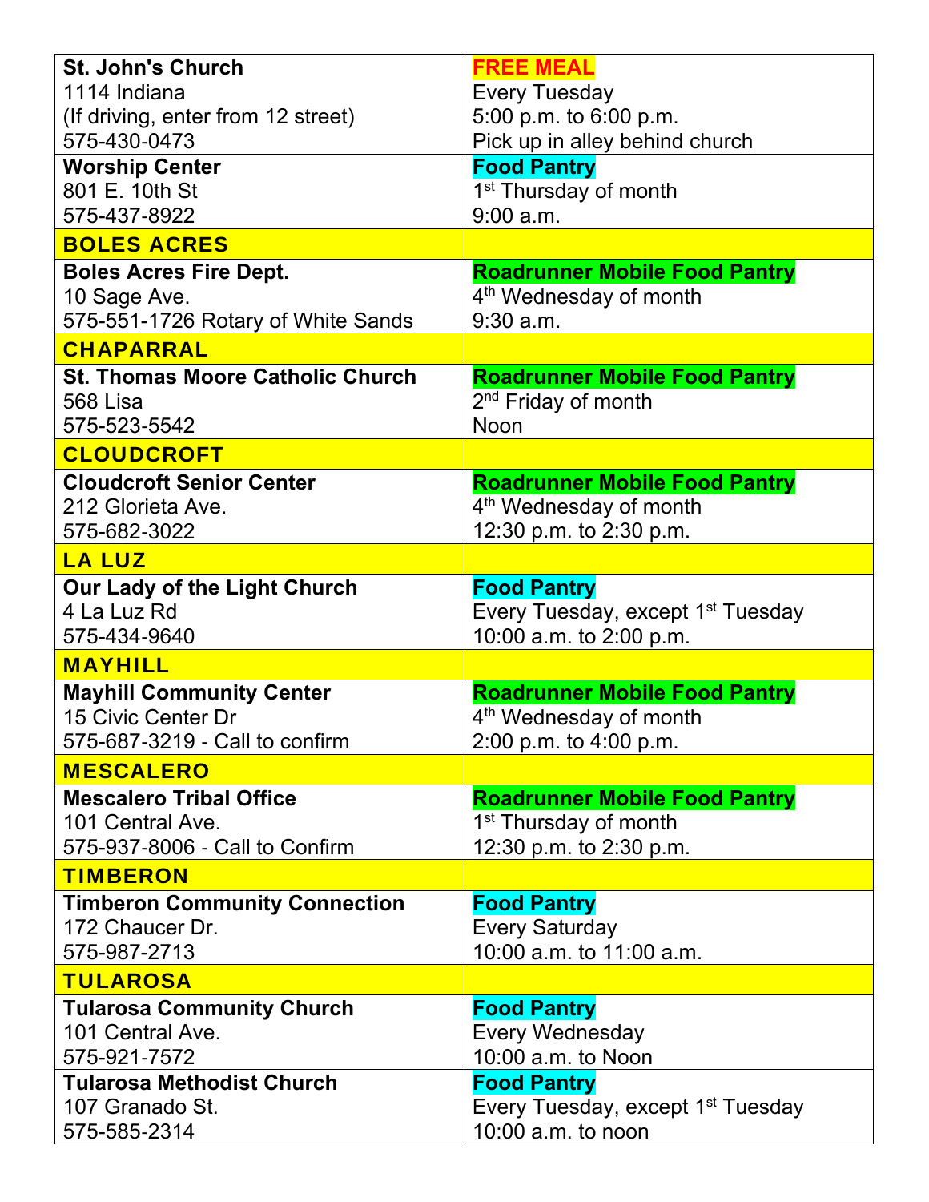| | |
|---|---|
| **St. John's Church**<br>1114 Indiana<br>(If driving, enter from 12 street)<br>575-430-0473 | **FREE MEAL**<br>Every Tuesday<br>5:00 p.m. to 6:00 p.m.<br>Pick up in alley behind church |
| **Worship Center**<br>801 E. 10th St<br>575-437-8922 | **Food Pantry**<br>1st Thursday of month<br>9:00 a.m. |
| **BOLES ACRES** | |
| **Boles Acres Fire Dept.**<br>10 Sage Ave.<br>575-551-1726 Rotary of White Sands | **Roadrunner Mobile Food Pantry**<br>4th Wednesday of month<br>9:30 a.m. |
| **CHAPARRAL** | |
| **St. Thomas Moore Catholic Church**<br>568 Lisa<br>575-523-5542 | **Roadrunner Mobile Food Pantry**<br>2nd Friday of month<br>Noon |
| **CLOUDCROFT** | |
| **Cloudcroft Senior Center**<br>212 Glorieta Ave.<br>575-682-3022 | **Roadrunner Mobile Food Pantry**<br>4th Wednesday of month<br>12:30 p.m. to 2:30 p.m. |
| **LA LUZ** | |
| **Our Lady of the Light Church**<br>4 La Luz Rd<br>575-434-9640 | **Food Pantry**<br>Every Tuesday, except 1st Tuesday<br>10:00 a.m. to 2:00 p.m. |
| **MAYHILL** | |
| **Mayhill Community Center**<br>15 Civic Center Dr<br>575-687-3219 - Call to confirm | **Roadrunner Mobile Food Pantry**<br>4th Wednesday of month<br>2:00 p.m. to 4:00 p.m. |
| **MESCALERO** | |
| **Mescalero Tribal Office**<br>101 Central Ave.<br>575-937-8006 - Call to Confirm | **Roadrunner Mobile Food Pantry**<br>1st Thursday of month<br>12:30 p.m. to 2:30 p.m. |
| **TIMBERON** | |
| **Timberon Community Connection**<br>172 Chaucer Dr.<br>575-987-2713 | **Food Pantry**<br>Every Saturday<br>10:00 a.m. to 11:00 a.m. |
| **TULAROSA** | |
| **Tularosa Community Church**<br>101 Central Ave.<br>575-921-7572 | **Food Pantry**<br>Every Wednesday<br>10:00 a.m. to Noon |
| **Tularosa Methodist Church**<br>107 Granado St.<br>575-585-2314 | **Food Pantry**<br>Every Tuesday, except 1st Tuesday<br>10:00 a.m. to noon |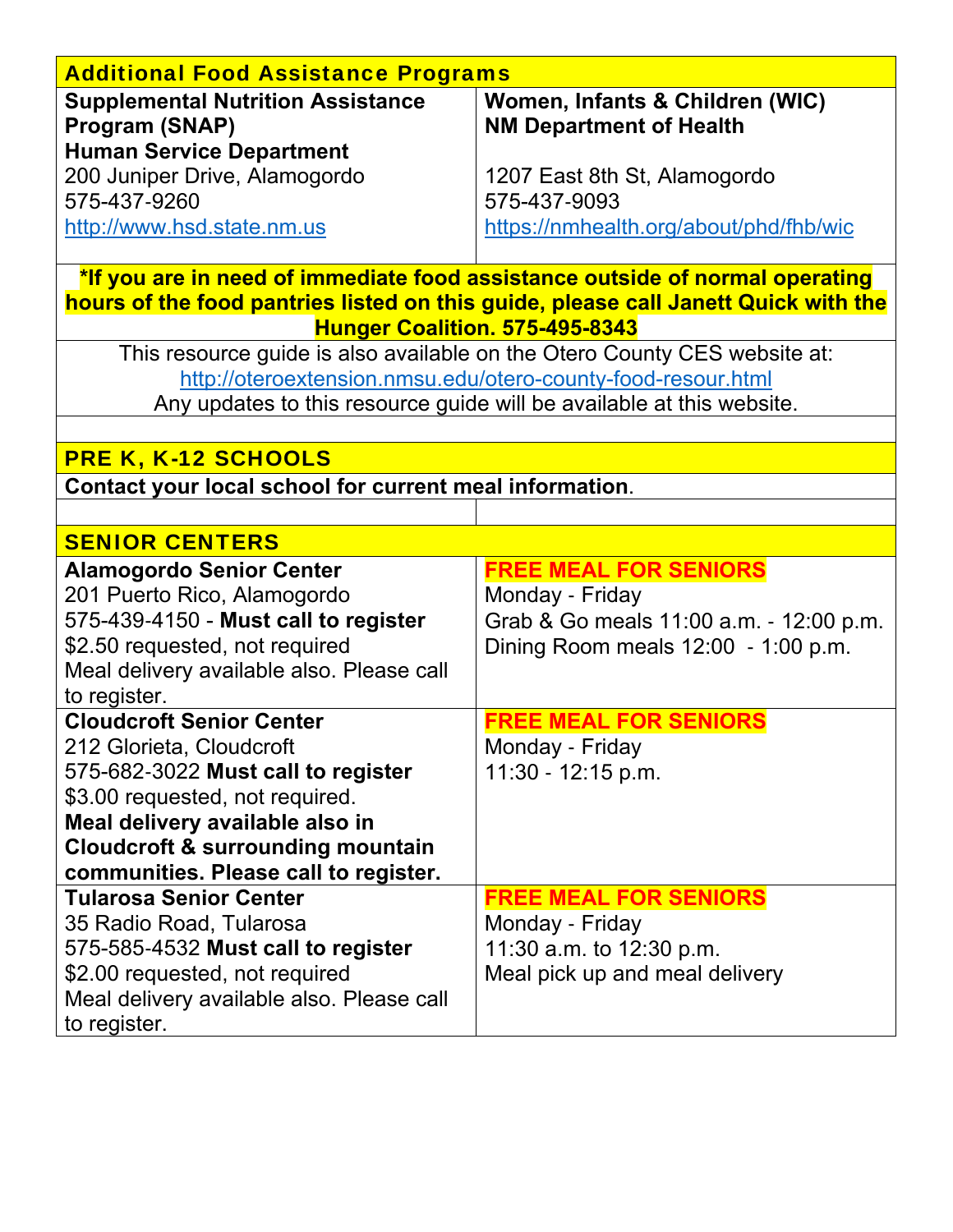## Additional Food Assistance Programs

| | |
|---|---|
| **Supplemental Nutrition Assistance Program (SNAP)**<br>**Human Service Department**<br>200 Juniper Drive, Alamogordo<br>575-437-9260<br>http://www.hsd.state.nm.us | **Women, Infants & Children (WIC)**<br>**NM Department of Health**<br><br>1207 East 8th St, Alamogordo<br>575-437-9093<br>https://nmhealth.org/about/phd/fhb/wic |

**\*If you are in need of immediate food assistance outside of normal operating hours of the food pantries listed on this guide, please call Janett Quick with the Hunger Coalition. 575-495-8343**

This resource guide is also available on the Otero County CES website at:
http://oteroextension.nmsu.edu/otero-county-food-resour.html
Any updates to this resource guide will be available at this website.

## PRE K, K-12 SCHOOLS

**Contact your local school for current meal information**.

## SENIOR CENTERS

| | |
|---|---|
| **Alamogordo Senior Center**<br>201 Puerto Rico, Alamogordo<br>575-439-4150 - **Must call to register**<br>$2.50 requested, not required<br>Meal delivery available also. Please call to register. | **FREE MEAL FOR SENIORS**<br>Monday - Friday<br>Grab & Go meals 11:00 a.m. - 12:00 p.m.<br>Dining Room meals 12:00 - 1:00 p.m. |
| **Cloudcroft Senior Center**<br>212 Glorieta, Cloudcroft<br>575-682-3022 **Must call to register**<br>$3.00 requested, not required.<br>**Meal delivery available also in Cloudcroft & surrounding mountain communities. Please call to register.** | **FREE MEAL FOR SENIORS**<br>Monday - Friday<br>11:30 - 12:15 p.m. |
| **Tularosa Senior Center**<br>35 Radio Road, Tularosa<br>575-585-4532 **Must call to register**<br>$2.00 requested, not required<br>Meal delivery available also. Please call to register. | **FREE MEAL FOR SENIORS**<br>Monday - Friday<br>11:30 a.m. to 12:30 p.m.<br>Meal pick up and meal delivery |